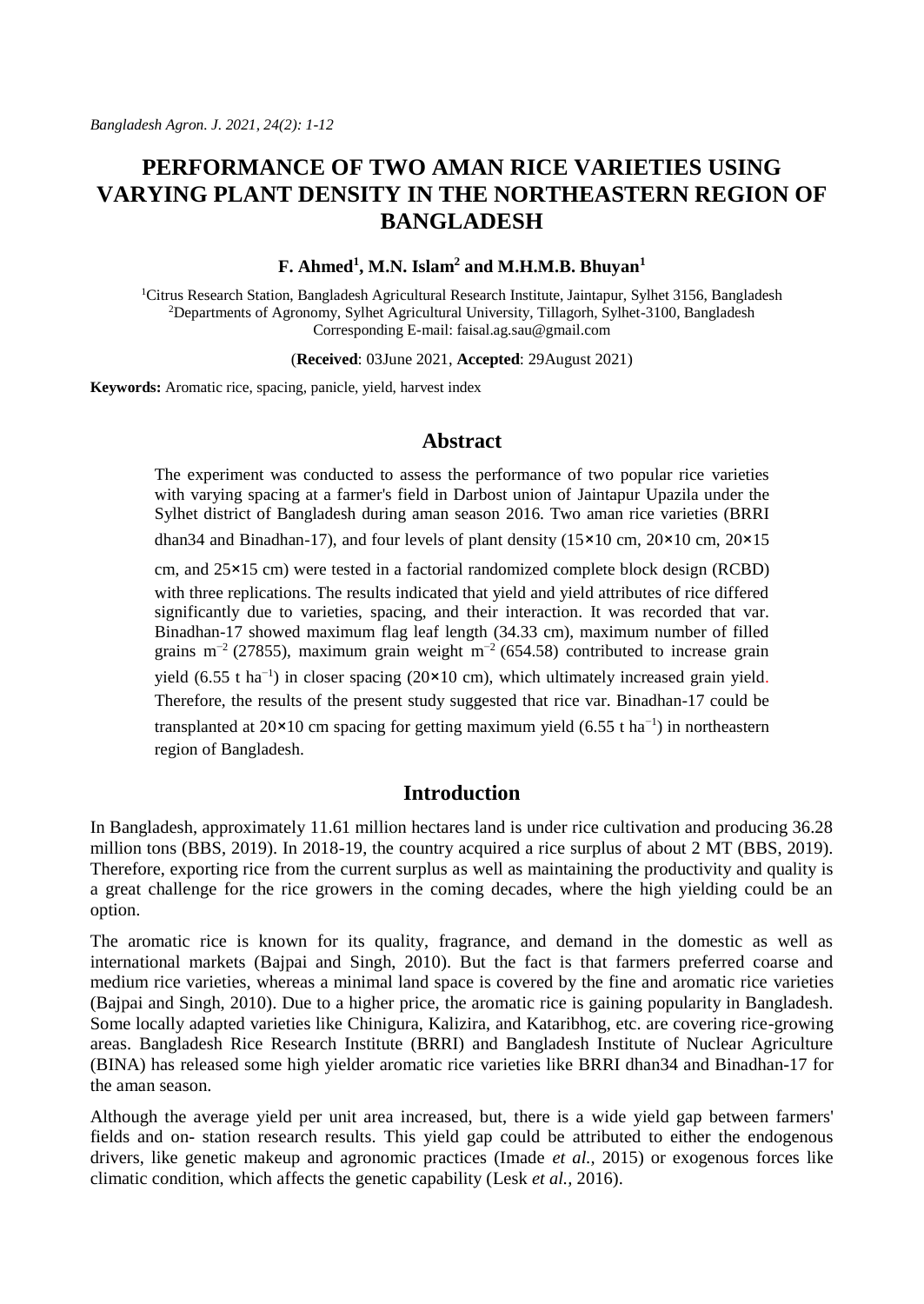# PERFORMANCE OF TWO AMAN RICE VARIETIES USING VARYING PLANT DENSITY IN THE NORTHEASTERN REGION OF BANGLADESH

**F. Ahmed[1], M.N. Islam[2] and M.H.M.B. Bhuyan[1]**

[1]Citrus Research Station, Bangladesh Agricultural Research Institute, Jaintapur, Sylhet 3156, Bangladesh
[2]Departments of Agronomy, Sylhet Agricultural University, Tillagorh, Sylhet-3100, Bangladesh
Corresponding E-mail: faisal.ag.sau@gmail.com

(**Received**: 03June 2021, **Accepted**: 29August 2021)

**Keywords:** Aromatic rice, spacing, panicle, yield, harvest index

## Abstract

The experiment was conducted to assess the performance of two popular rice varieties with varying spacing at a farmer's field in Darbost union of Jaintapur Upazila under the Sylhet district of Bangladesh during aman season 2016. Two aman rice varieties (BRRI dhan34 and Binadhan-17), and four levels of plant density (15×10 cm, 20×10 cm, 20×15 cm, and 25×15 cm) were tested in a factorial randomized complete block design (RCBD) with three replications. The results indicated that yield and yield attributes of rice differed significantly due to varieties, spacing, and their interaction. It was recorded that var. Binadhan-17 showed maximum flag leaf length (34.33 cm), maximum number of filled grains $m^{-2}$ (27855), maximum grain weight $m^{-2}$ (654.58) contributed to increase grain yield (6.55 t $ha^{-1}$) in closer spacing (20×10 cm), which ultimately increased grain yield. Therefore, the results of the present study suggested that rice var. Binadhan-17 could be transplanted at 20×10 cm spacing for getting maximum yield (6.55 t $ha^{-1}$) in northeastern region of Bangladesh.

## Introduction

In Bangladesh, approximately 11.61 million hectares land is under rice cultivation and producing 36.28 million tons (BBS, 2019). In 2018-19, the country acquired a rice surplus of about 2 MT (BBS, 2019). Therefore, exporting rice from the current surplus as well as maintaining the productivity and quality is a great challenge for the rice growers in the coming decades, where the high yielding could be an option.

The aromatic rice is known for its quality, fragrance, and demand in the domestic as well as international markets (Bajpai and Singh, 2010). But the fact is that farmers preferred coarse and medium rice varieties, whereas a minimal land space is covered by the fine and aromatic rice varieties (Bajpai and Singh, 2010). Due to a higher price, the aromatic rice is gaining popularity in Bangladesh. Some locally adapted varieties like Chinigura, Kalizira, and Kataribhog, etc. are covering rice-growing areas. Bangladesh Rice Research Institute (BRRI) and Bangladesh Institute of Nuclear Agriculture (BINA) has released some high yielder aromatic rice varieties like BRRI dhan34 and Binadhan-17 for the aman season.

Although the average yield per unit area increased, but, there is a wide yield gap between farmers' fields and on- station research results. This yield gap could be attributed to either the endogenous drivers, like genetic makeup and agronomic practices (Imade *et al.,* 2015) or exogenous forces like climatic condition, which affects the genetic capability (Lesk *et al.*, 2016).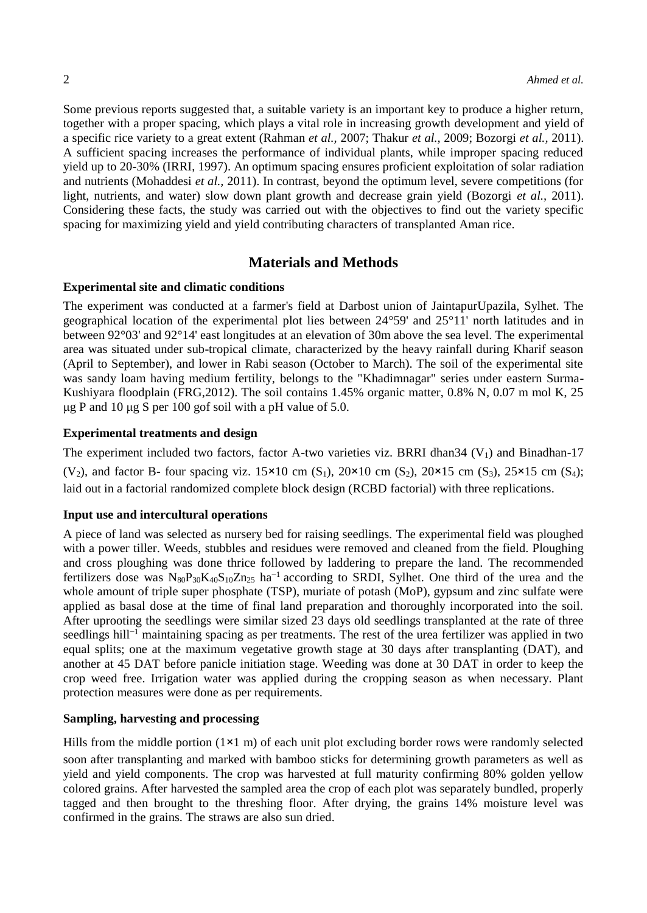Some previous reports suggested that, a suitable variety is an important key to produce a higher return, together with a proper spacing, which plays a vital role in increasing growth development and yield of a specific rice variety to a great extent (Rahman *et al.,* 2007; Thakur *et al.,* 2009; Bozorgi *et al.,* 2011). A sufficient spacing increases the performance of individual plants, while improper spacing reduced yield up to 20-30% (IRRI, 1997). An optimum spacing ensures proficient exploitation of solar radiation and nutrients (Mohaddesi *et al.,* 2011). In contrast, beyond the optimum level, severe competitions (for light, nutrients, and water) slow down plant growth and decrease grain yield (Bozorgi *et al.,* 2011). Considering these facts, the study was carried out with the objectives to find out the variety specific spacing for maximizing yield and yield contributing characters of transplanted Aman rice.

## Materials and Methods

**Experimental site and climatic conditions**

The experiment was conducted at a farmer's field at Darbost union of JaintapurUpazila, Sylhet. The geographical location of the experimental plot lies between 24°59' and 25°11' north latitudes and in between 92°03' and 92°14' east longitudes at an elevation of 30m above the sea level. The experimental area was situated under sub-tropical climate, characterized by the heavy rainfall during Kharif season (April to September), and lower in Rabi season (October to March). The soil of the experimental site was sandy loam having medium fertility, belongs to the "Khadimnagar" series under eastern Surma-Kushiyara floodplain (FRG,2012). The soil contains 1.45% organic matter, 0.8% N, 0.07 m mol K, 25 μg P and 10 μg S per 100 gof soil with a pH value of 5.0.

**Experimental treatments and design**

The experiment included two factors, factor A-two varieties viz. BRRI dhan34 ($V_1$) and Binadhan-17 ($V_2$), and factor B- four spacing viz. 15×10 cm ($S_1$), 20×10 cm ($S_2$), 20×15 cm ($S_3$), 25×15 cm ($S_4$); laid out in a factorial randomized complete block design (RCBD factorial) with three replications.

**Input use and intercultural operations**

A piece of land was selected as nursery bed for raising seedlings. The experimental field was ploughed with a power tiller. Weeds, stubbles and residues were removed and cleaned from the field. Ploughing and cross ploughing was done thrice followed by laddering to prepare the land. The recommended fertilizers dose was $N_{80}P_{30}K_{40}S_{10}Zn_{25}$ $ha^{-1}$ according to SRDI, Sylhet. One third of the urea and the whole amount of triple super phosphate (TSP), muriate of potash (MoP), gypsum and zinc sulfate were applied as basal dose at the time of final land preparation and thoroughly incorporated into the soil. After uprooting the seedlings were similar sized 23 days old seedlings transplanted at the rate of three seedlings $hill^{-1}$ maintaining spacing as per treatments. The rest of the urea fertilizer was applied in two equal splits; one at the maximum vegetative growth stage at 30 days after transplanting (DAT), and another at 45 DAT before panicle initiation stage. Weeding was done at 30 DAT in order to keep the crop weed free. Irrigation water was applied during the cropping season as when necessary. Plant protection measures were done as per requirements.

**Sampling, harvesting and processing**

Hills from the middle portion (1×1 m) of each unit plot excluding border rows were randomly selected soon after transplanting and marked with bamboo sticks for determining growth parameters as well as yield and yield components. The crop was harvested at full maturity confirming 80% golden yellow colored grains. After harvested the sampled area the crop of each plot was separately bundled, properly tagged and then brought to the threshing floor. After drying, the grains 14% moisture level was confirmed in the grains. The straws are also sun dried.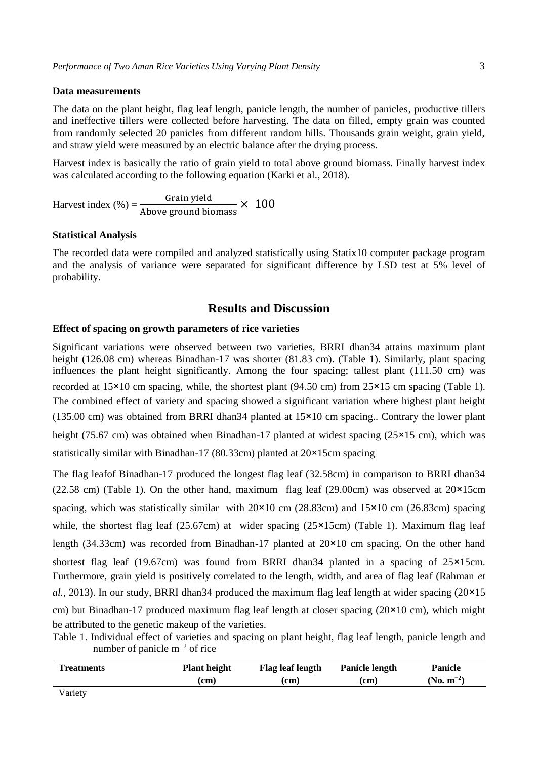### Data measurements

The data on the plant height, flag leaf length, panicle length, the number of panicles, productive tillers and ineffective tillers were collected before harvesting. The data on filled, empty grain was counted from randomly selected 20 panicles from different random hills. Thousands grain weight, grain yield, and straw yield were measured by an electric balance after the drying process.

Harvest index is basically the ratio of grain yield to total above ground biomass. Finally harvest index was calculated according to the following equation (Karki et al., 2018).

$$\text{Harvest index (\%)} = \frac{\text{Grain yield}}{\text{Above ground biomass}} \times 100$$

### Statistical Analysis

The recorded data were compiled and analyzed statistically using Statix10 computer package program and the analysis of variance were separated for significant difference by LSD test at 5% level of probability.

## Results and Discussion

### Effect of spacing on growth parameters of rice varieties

Significant variations were observed between two varieties, BRRI dhan34 attains maximum plant height (126.08 cm) whereas Binadhan-17 was shorter (81.83 cm). (Table 1). Similarly, plant spacing influences the plant height significantly. Among the four spacing; tallest plant (111.50 cm) was recorded at 15×10 cm spacing, while, the shortest plant (94.50 cm) from 25×15 cm spacing (Table 1). The combined effect of variety and spacing showed a significant variation where highest plant height (135.00 cm) was obtained from BRRI dhan34 planted at 15×10 cm spacing.. Contrary the lower plant height (75.67 cm) was obtained when Binadhan-17 planted at widest spacing (25×15 cm), which was statistically similar with Binadhan-17 (80.33cm) planted at 20×15cm spacing

The flag leafof Binadhan-17 produced the longest flag leaf (32.58cm) in comparison to BRRI dhan34 (22.58 cm) (Table 1). On the other hand, maximum flag leaf (29.00cm) was observed at 20×15cm spacing, which was statistically similar with 20×10 cm (28.83cm) and 15×10 cm (26.83cm) spacing while, the shortest flag leaf (25.67cm) at wider spacing (25×15cm) (Table 1). Maximum flag leaf length (34.33cm) was recorded from Binadhan-17 planted at 20×10 cm spacing. On the other hand shortest flag leaf (19.67cm) was found from BRRI dhan34 planted in a spacing of 25×15cm. Furthermore, grain yield is positively correlated to the length, width, and area of flag leaf (Rahman *et al.,* 2013). In our study, BRRI dhan34 produced the maximum flag leaf length at wider spacing (20×15 cm) but Binadhan-17 produced maximum flag leaf length at closer spacing (20×10 cm), which might be attributed to the genetic makeup of the varieties.

Table 1. Individual effect of varieties and spacing on plant height, flag leaf length, panicle length and number of panicle $m^{-2}$ of rice

| Treatments | Plant height (cm) | Flag leaf length (cm) | Panicle length (cm) | Panicle (No. $m^{-2}$) |
|---|---|---|---|---|
| Variety | | | | |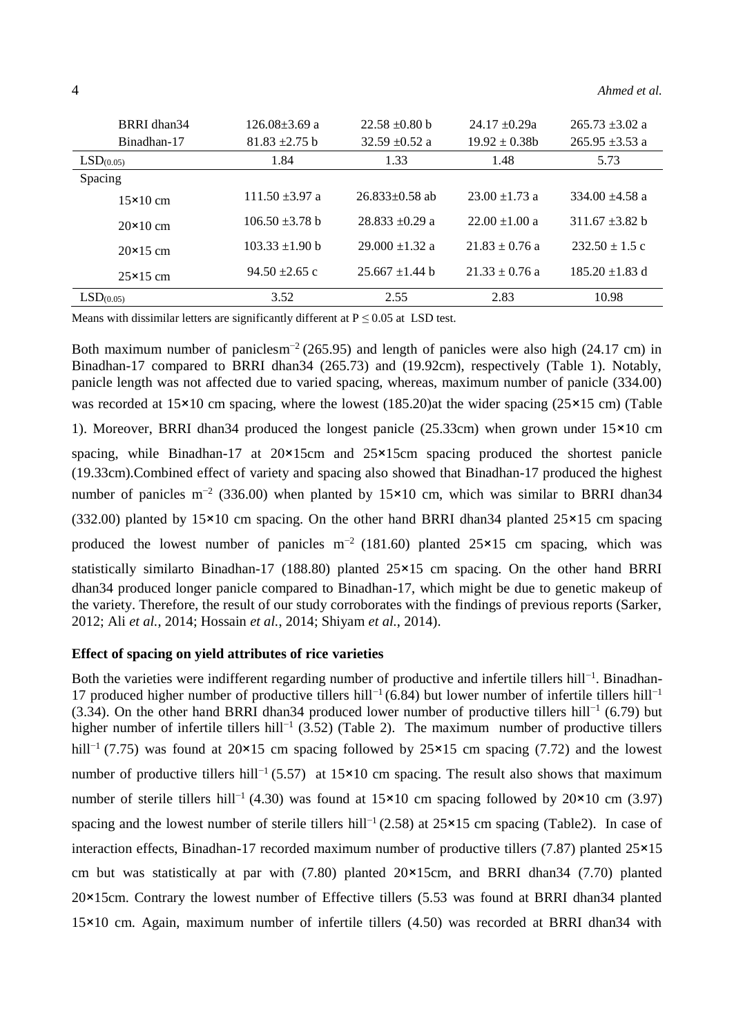| | | | | |
|---|---|---|---|---|
| BRRI dhan34 | 126.08±3.69 a | 22.58 ±0.80 b | 24.17 ±0.29a | 265.73 ±3.02 a |
| Binadhan-17 | 81.83 ±2.75 b | 32.59 ±0.52 a | 19.92 ± 0.38b | 265.95 ±3.53 a |
| $LSD_{(0.05)}$ | 1.84 | 1.33 | 1.48 | 5.73 |
| Spacing | | | | |
| 15×10 cm | 111.50 ±3.97 a | 26.833±0.58 ab | 23.00 ±1.73 a | 334.00 ±4.58 a |
| 20×10 cm | 106.50 ±3.78 b | 28.833 ±0.29 a | 22.00 ±1.00 a | 311.67 ±3.82 b |
| 20×15 cm | 103.33 ±1.90 b | 29.000 ±1.32 a | 21.83 ± 0.76 a | 232.50 ± 1.5 c |
| 25×15 cm | 94.50 ±2.65 c | 25.667 ±1.44 b | 21.33 ± 0.76 a | 185.20 ±1.83 d |
| $LSD_{(0.05)}$ | 3.52 | 2.55 | 2.83 | 10.98 |

Means with dissimilar letters are significantly different at P ≤ 0.05 at LSD test.

Both maximum number of paniclesm$^{-2}$ (265.95) and length of panicles were also high (24.17 cm) in Binadhan-17 compared to BRRI dhan34 (265.73) and (19.92cm), respectively (Table 1). Notably, panicle length was not affected due to varied spacing, whereas, maximum number of panicle (334.00) was recorded at 15×10 cm spacing, where the lowest (185.20)at the wider spacing (25×15 cm) (Table 1). Moreover, BRRI dhan34 produced the longest panicle (25.33cm) when grown under 15×10 cm spacing, while Binadhan-17 at 20×15cm and 25×15cm spacing produced the shortest panicle (19.33cm).Combined effect of variety and spacing also showed that Binadhan-17 produced the highest number of panicles m$^{-2}$ (336.00) when planted by 15×10 cm, which was similar to BRRI dhan34 (332.00) planted by 15×10 cm spacing. On the other hand BRRI dhan34 planted 25×15 cm spacing produced the lowest number of panicles m$^{-2}$ (181.60) planted 25×15 cm spacing, which was statistically similarto Binadhan-17 (188.80) planted 25×15 cm spacing. On the other hand BRRI dhan34 produced longer panicle compared to Binadhan-17, which might be due to genetic makeup of the variety. Therefore, the result of our study corroborates with the findings of previous reports (Sarker, 2012; Ali *et al.*, 2014; Hossain *et al.*, 2014; Shiyam *et al.*, 2014).

**Effect of spacing on yield attributes of rice varieties**

Both the varieties were indifferent regarding number of productive and infertile tillers hill$^{-1}$. Binadhan-17 produced higher number of productive tillers hill$^{-1}$ (6.84) but lower number of infertile tillers hill$^{-1}$ (3.34). On the other hand BRRI dhan34 produced lower number of productive tillers hill$^{-1}$ (6.79) but higher number of infertile tillers hill$^{-1}$ (3.52) (Table 2). The maximum number of productive tillers hill$^{-1}$ (7.75) was found at 20×15 cm spacing followed by 25×15 cm spacing (7.72) and the lowest number of productive tillers hill$^{-1}$ (5.57) at 15×10 cm spacing. The result also shows that maximum number of sterile tillers hill$^{-1}$ (4.30) was found at 15×10 cm spacing followed by 20×10 cm (3.97) spacing and the lowest number of sterile tillers hill$^{-1}$ (2.58) at 25×15 cm spacing (Table2). In case of interaction effects, Binadhan-17 recorded maximum number of productive tillers (7.87) planted 25×15 cm but was statistically at par with (7.80) planted 20×15cm, and BRRI dhan34 (7.70) planted 20×15cm. Contrary the lowest number of Effective tillers (5.53 was found at BRRI dhan34 planted 15×10 cm. Again, maximum number of infertile tillers (4.50) was recorded at BRRI dhan34 with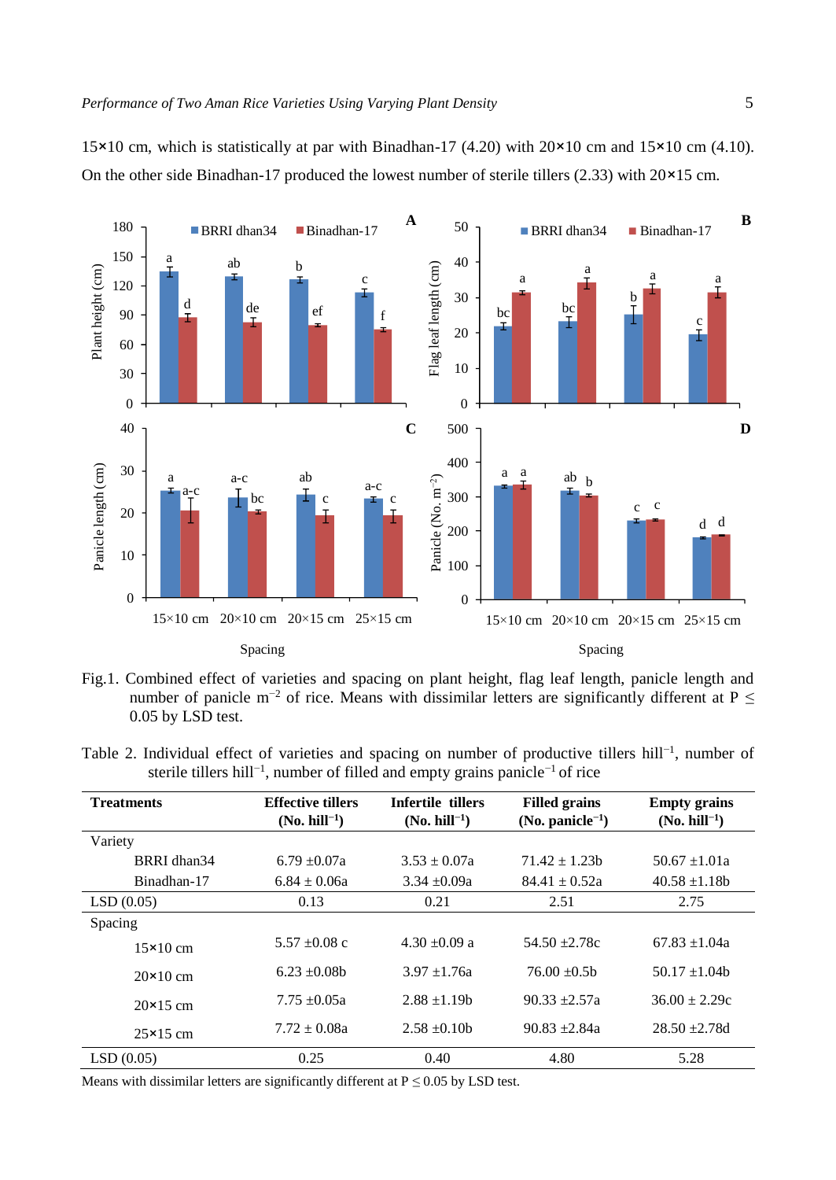15×10 cm, which is statistically at par with Binadhan-17 (4.20) with 20×10 cm and 15×10 cm (4.10). On the other side Binadhan-17 produced the lowest number of sterile tillers (2.33) with 20×15 cm.

Fig.1. Combined effect of varieties and spacing on plant height, flag leaf length, panicle length and number of panicle $m^{-2}$ of rice. Means with dissimilar letters are significantly different at $P \leq 0.05$ by LSD test.

Table 2. Individual effect of varieties and spacing on number of productive tillers $hill^{-1}$, number of sterile tillers $hill^{-1}$, number of filled and empty grains $panicle^{-1}$ of rice

| Treatments | Effective tillers (No. $hill^{-1}$) | Infertile tillers (No. $hill^{-1}$) | Filled grains (No. $panicle^{-1}$) | Empty grains (No. $hill^{-1}$) |
|---|---|---|---|---|
| Variety | | | | |
| BRRI dhan34 | 6.79 ±0.07a | 3.53 ± 0.07a | 71.42 ± 1.23b | 50.67 ±1.01a |
| Binadhan-17 | 6.84 ± 0.06a | 3.34 ±0.09a | 84.41 ± 0.52a | 40.58 ±1.18b |
| LSD (0.05) | 0.13 | 0.21 | 2.51 | 2.75 |
| Spacing | | | | |
| 15×10 cm | 5.57 ±0.08 c | 4.30 ±0.09 a | 54.50 ±2.78c | 67.83 ±1.04a |
| 20×10 cm | 6.23 ±0.08b | 3.97 ±1.76a | 76.00 ±0.5b | 50.17 ±1.04b |
| 20×15 cm | 7.75 ±0.05a | 2.88 ±1.19b | 90.33 ±2.57a | 36.00 ± 2.29c |
| 25×15 cm | 7.72 ± 0.08a | 2.58 ±0.10b | 90.83 ±2.84a | 28.50 ±2.78d |
| LSD (0.05) | 0.25 | 0.40 | 4.80 | 5.28 |

Means with dissimilar letters are significantly different at $P \leq 0.05$ by LSD test.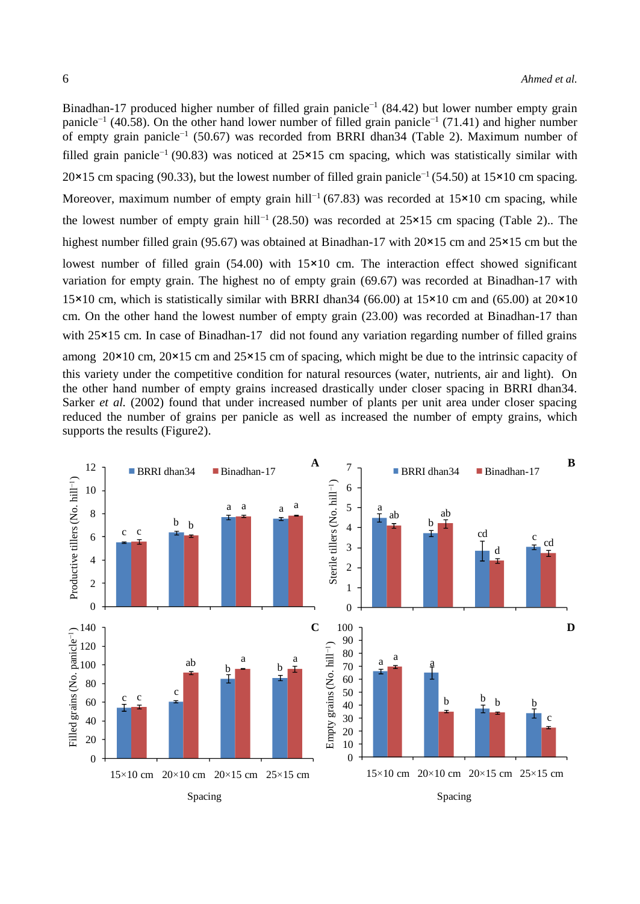Binadhan-17 produced higher number of filled grain panicle$^{-1}$ (84.42) but lower number empty grain panicle$^{-1}$ (40.58). On the other hand lower number of filled grain panicle$^{-1}$ (71.41) and higher number of empty grain panicle$^{-1}$ (50.67) was recorded from BRRI dhan34 (Table 2). Maximum number of filled grain panicle$^{-1}$ (90.83) was noticed at 25×15 cm spacing, which was statistically similar with 20×15 cm spacing (90.33), but the lowest number of filled grain panicle$^{-1}$ (54.50) at 15×10 cm spacing. Moreover, maximum number of empty grain hill$^{-1}$ (67.83) was recorded at 15×10 cm spacing, while the lowest number of empty grain hill$^{-1}$ (28.50) was recorded at 25×15 cm spacing (Table 2).. The highest number filled grain (95.67) was obtained at Binadhan-17 with 20×15 cm and 25×15 cm but the lowest number of filled grain (54.00) with 15×10 cm. The interaction effect showed significant variation for empty grain. The highest no of empty grain (69.67) was recorded at Binadhan-17 with 15×10 cm, which is statistically similar with BRRI dhan34 (66.00) at 15×10 cm and (65.00) at 20×10 cm. On the other hand the lowest number of empty grain (23.00) was recorded at Binadhan-17 than with 25×15 cm. In case of Binadhan-17 did not found any variation regarding number of filled grains among 20×10 cm, 20×15 cm and 25×15 cm of spacing, which might be due to the intrinsic capacity of this variety under the competitive condition for natural resources (water, nutrients, air and light). On the other hand number of empty grains increased drastically under closer spacing in BRRI dhan34. Sarker *et al.* (2002) found that under increased number of plants per unit area under closer spacing reduced the number of grains per panicle as well as increased the number of empty grains, which supports the results (Figure2).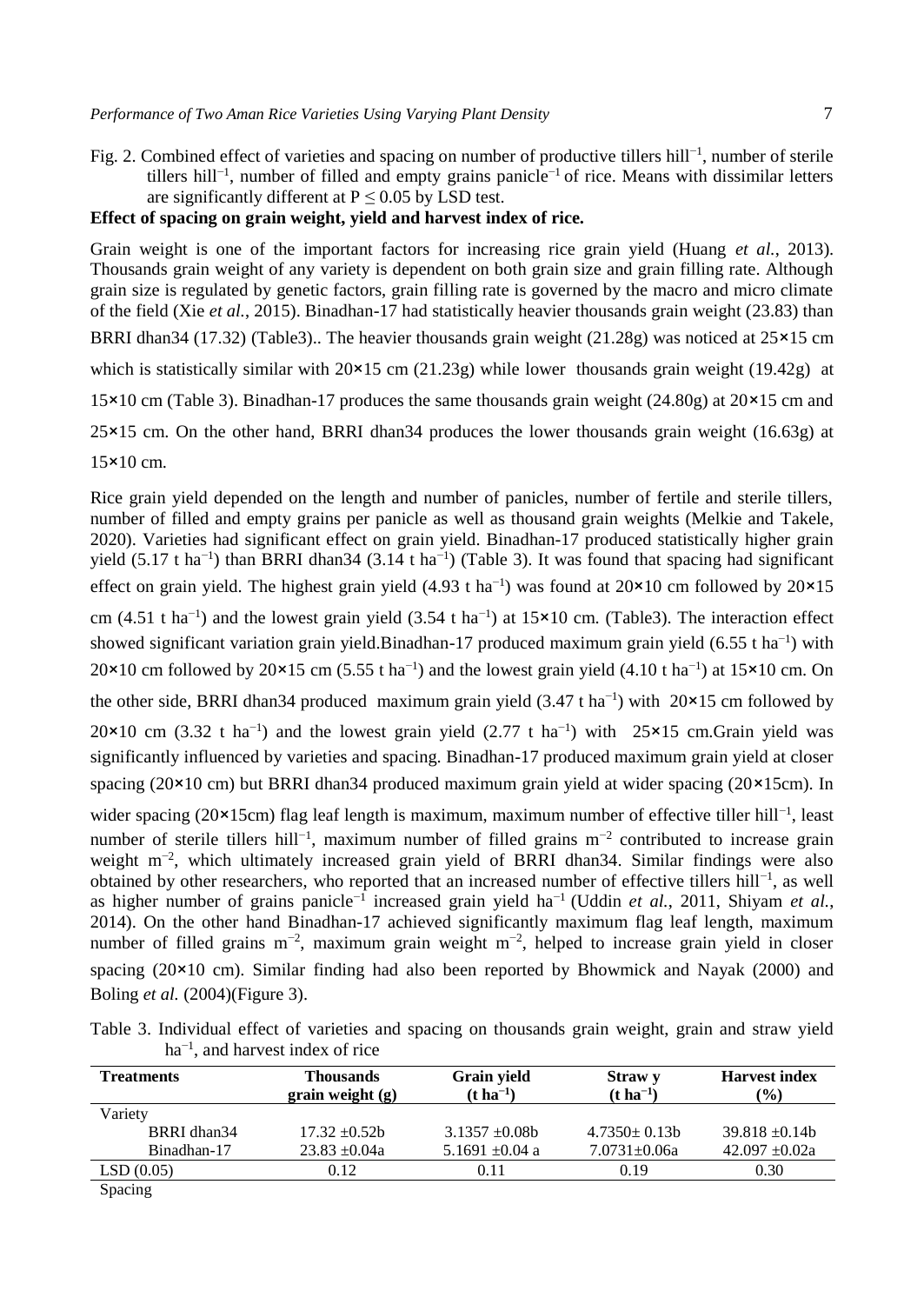Fig. 2. Combined effect of varieties and spacing on number of productive tillers hill$^{-1}$, number of sterile tillers hill$^{-1}$, number of filled and empty grains panicle$^{-1}$ of rice. Means with dissimilar letters are significantly different at $P \leq 0.05$ by LSD test.

**Effect of spacing on grain weight, yield and harvest index of rice.**

Grain weight is one of the important factors for increasing rice grain yield (Huang *et al.*, 2013). Thousands grain weight of any variety is dependent on both grain size and grain filling rate. Although grain size is regulated by genetic factors, grain filling rate is governed by the macro and micro climate of the field (Xie *et al.*, 2015). Binadhan-17 had statistically heavier thousands grain weight (23.83) than BRRI dhan34 (17.32) (Table3).. The heavier thousands grain weight (21.28g) was noticed at 25×15 cm which is statistically similar with 20×15 cm (21.23g) while lower thousands grain weight (19.42g) at 15×10 cm (Table 3). Binadhan-17 produces the same thousands grain weight (24.80g) at 20×15 cm and 25×15 cm. On the other hand, BRRI dhan34 produces the lower thousands grain weight (16.63g) at 15×10 cm.

Rice grain yield depended on the length and number of panicles, number of fertile and sterile tillers, number of filled and empty grains per panicle as well as thousand grain weights (Melkie and Takele, 2020). Varieties had significant effect on grain yield. Binadhan-17 produced statistically higher grain yield (5.17 t ha$^{-1}$) than BRRI dhan34 (3.14 t ha$^{-1}$) (Table 3). It was found that spacing had significant effect on grain yield. The highest grain yield (4.93 t ha$^{-1}$) was found at 20×10 cm followed by 20×15 cm (4.51 t ha$^{-1}$) and the lowest grain yield (3.54 t ha$^{-1}$) at 15×10 cm. (Table3). The interaction effect showed significant variation grain yield.Binadhan-17 produced maximum grain yield (6.55 t ha$^{-1}$) with 20×10 cm followed by 20×15 cm (5.55 t ha$^{-1}$) and the lowest grain yield (4.10 t ha$^{-1}$) at 15×10 cm. On the other side, BRRI dhan34 produced maximum grain yield (3.47 t ha$^{-1}$) with 20×15 cm followed by 20×10 cm (3.32 t ha$^{-1}$) and the lowest grain yield (2.77 t ha$^{-1}$) with 25×15 cm.Grain yield was significantly influenced by varieties and spacing. Binadhan-17 produced maximum grain yield at closer spacing (20×10 cm) but BRRI dhan34 produced maximum grain yield at wider spacing (20×15cm). In wider spacing (20×15cm) flag leaf length is maximum, maximum number of effective tiller hill$^{-1}$, least number of sterile tillers hill$^{-1}$, maximum number of filled grains m$^{-2}$ contributed to increase grain weight m$^{-2}$, which ultimately increased grain yield of BRRI dhan34. Similar findings were also obtained by other researchers, who reported that an increased number of effective tillers hill$^{-1}$, as well as higher number of grains panicle$^{-1}$ increased grain yield ha$^{-1}$ (Uddin *et al.*, 2011, Shiyam *et al.*, 2014). On the other hand Binadhan-17 achieved significantly maximum flag leaf length, maximum number of filled grains m$^{-2}$, maximum grain weight m$^{-2}$, helped to increase grain yield in closer spacing (20×10 cm). Similar finding had also been reported by Bhowmick and Nayak (2000) and Boling *et al.* (2004)(Figure 3).

Table 3. Individual effect of varieties and spacing on thousands grain weight, grain and straw yield ha$^{-1}$, and harvest index of rice

| Treatments | Thousands grain weight (g) | Grain yield (t ha$^{-1}$) | Straw y (t ha$^{-1}$) | Harvest index (%) |
|---|---|---|---|---|
| Variety | | | | |
| BRRI dhan34 | 17.32 ±0.52b | 3.1357 ±0.08b | 4.7350± 0.13b | 39.818 ±0.14b |
| Binadhan-17 | 23.83 ±0.04a | 5.1691 ±0.04 a | 7.0731±0.06a | 42.097 ±0.02a |
| LSD (0.05) | 0.12 | 0.11 | 0.19 | 0.30 |
| Spacing | | | | |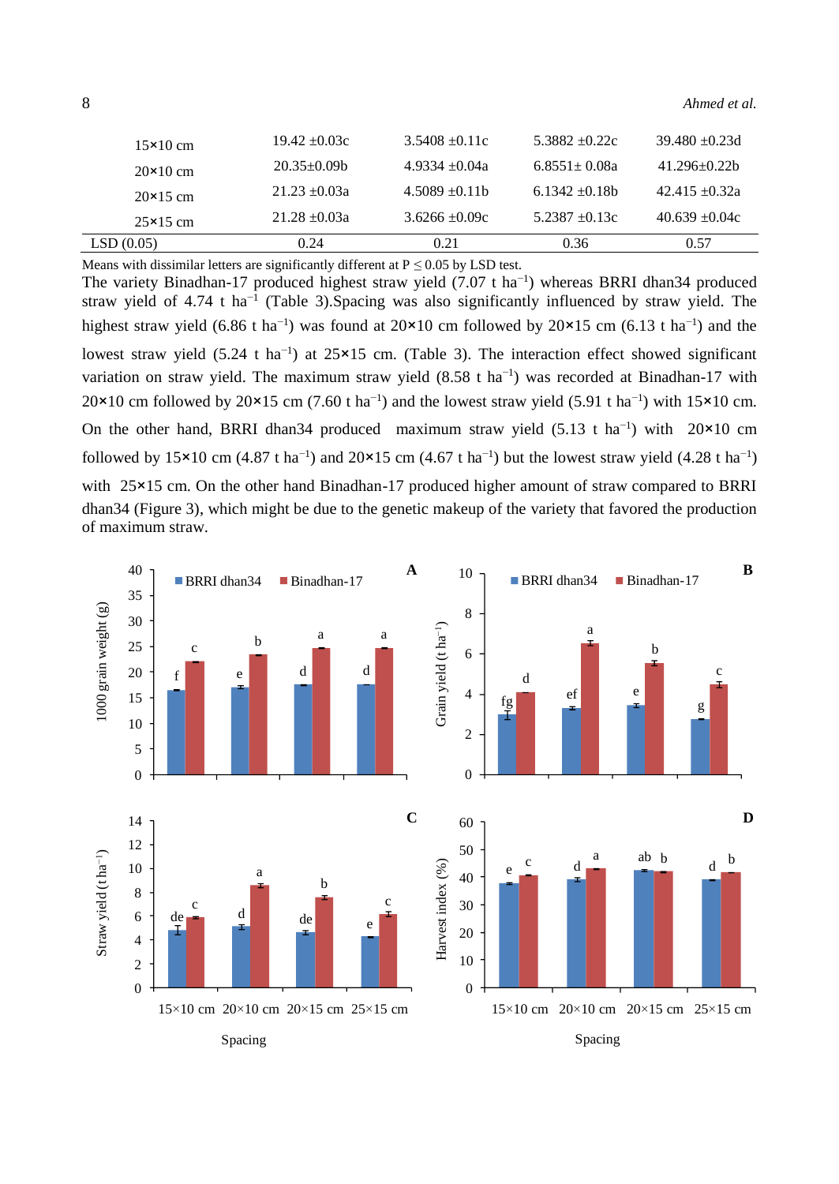| | | | | |
|---|---|---|---|---|
| 15×10 cm | 19.42 ±0.03c | 3.5408 ±0.11c | 5.3882 ±0.22c | 39.480 ±0.23d |
| 20×10 cm | 20.35±0.09b | 4.9334 ±0.04a | 6.8551± 0.08a | 41.296±0.22b |
| 20×15 cm | 21.23 ±0.03a | 4.5089 ±0.11b | 6.1342 ±0.18b | 42.415 ±0.32a |
| 25×15 cm | 21.28 ±0.03a | 3.6266 ±0.09c | 5.2387 ±0.13c | 40.639 ±0.04c |
| LSD (0.05) | 0.24 | 0.21 | 0.36 | 0.57 |

Means with dissimilar letters are significantly different at P ≤ 0.05 by LSD test.

The variety Binadhan-17 produced highest straw yield (7.07 t $ha^{-1}$) whereas BRRI dhan34 produced straw yield of 4.74 t $ha^{-1}$ (Table 3).Spacing was also significantly influenced by straw yield. The highest straw yield (6.86 t $ha^{-1}$) was found at 20×10 cm followed by 20×15 cm (6.13 t $ha^{-1}$) and the lowest straw yield (5.24 t $ha^{-1}$) at 25×15 cm. (Table 3). The interaction effect showed significant variation on straw yield. The maximum straw yield (8.58 t $ha^{-1}$) was recorded at Binadhan-17 with 20×10 cm followed by 20×15 cm (7.60 t $ha^{-1}$) and the lowest straw yield (5.91 t $ha^{-1}$) with 15×10 cm. On the other hand, BRRI dhan34 produced maximum straw yield (5.13 t $ha^{-1}$) with 20×10 cm followed by 15×10 cm (4.87 t $ha^{-1}$) and 20×15 cm (4.67 t $ha^{-1}$) but the lowest straw yield (4.28 t $ha^{-1}$) with 25×15 cm. On the other hand Binadhan-17 produced higher amount of straw compared to BRRI dhan34 (Figure 3), which might be due to the genetic makeup of the variety that favored the production of maximum straw.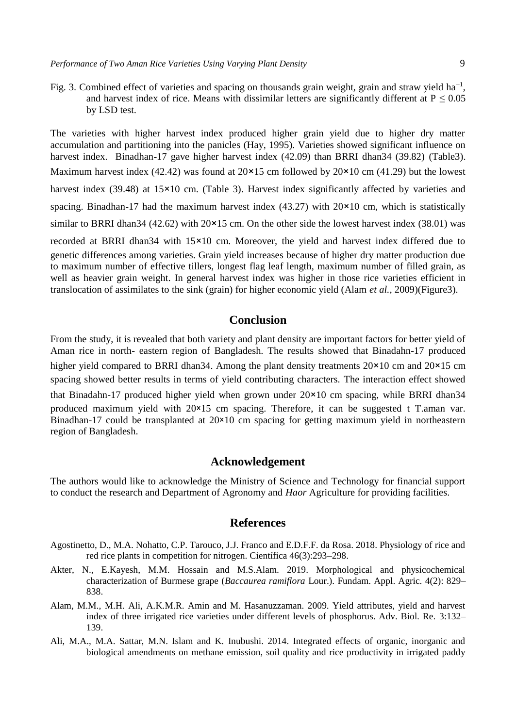Fig. 3. Combined effect of varieties and spacing on thousands grain weight, grain and straw yield $ha^{-1}$, and harvest index of rice. Means with dissimilar letters are significantly different at $P \leq 0.05$ by LSD test.

The varieties with higher harvest index produced higher grain yield due to higher dry matter accumulation and partitioning into the panicles (Hay, 1995). Varieties showed significant influence on harvest index. Binadhan-17 gave higher harvest index (42.09) than BRRI dhan34 (39.82) (Table3). Maximum harvest index (42.42) was found at 20×15 cm followed by 20×10 cm (41.29) but the lowest harvest index (39.48) at 15×10 cm. (Table 3). Harvest index significantly affected by varieties and spacing. Binadhan-17 had the maximum harvest index (43.27) with 20×10 cm, which is statistically similar to BRRI dhan34 (42.62) with 20×15 cm. On the other side the lowest harvest index (38.01) was recorded at BRRI dhan34 with 15×10 cm. Moreover, the yield and harvest index differed due to genetic differences among varieties. Grain yield increases because of higher dry matter production due to maximum number of effective tillers, longest flag leaf length, maximum number of filled grain, as well as heavier grain weight. In general harvest index was higher in those rice varieties efficient in translocation of assimilates to the sink (grain) for higher economic yield (Alam *et al.*, 2009)(Figure3).

## Conclusion

From the study, it is revealed that both variety and plant density are important factors for better yield of Aman rice in north- eastern region of Bangladesh. The results showed that Binadahn-17 produced higher yield compared to BRRI dhan34. Among the plant density treatments 20×10 cm and 20×15 cm spacing showed better results in terms of yield contributing characters. The interaction effect showed that Binadahn-17 produced higher yield when grown under 20×10 cm spacing, while BRRI dhan34 produced maximum yield with 20×15 cm spacing. Therefore, it can be suggested t T.aman var. Binadhan-17 could be transplanted at 20×10 cm spacing for getting maximum yield in northeastern region of Bangladesh.

## Acknowledgement

The authors would like to acknowledge the Ministry of Science and Technology for financial support to conduct the research and Department of Agronomy and *Haor* Agriculture for providing facilities.

## References

Agostinetto, D., M.A. Nohatto, C.P. Tarouco, J.J. Franco and E.D.F.F. da Rosa. 2018. Physiology of rice and red rice plants in competition for nitrogen. Científica 46(3):293–298.

Akter, N., E.Kayesh, M.M. Hossain and M.S.Alam. 2019. Morphological and physicochemical characterization of Burmese grape (*Baccaurea ramiflora* Lour.). Fundam. Appl. Agric. 4(2): 829–838.

Alam, M.M., M.H. Ali, A.K.M.R. Amin and M. Hasanuzzaman. 2009. Yield attributes, yield and harvest index of three irrigated rice varieties under different levels of phosphorus. Adv. Biol. Re. 3:132–139.

Ali, M.A., M.A. Sattar, M.N. Islam and K. Inubushi. 2014. Integrated effects of organic, inorganic and biological amendments on methane emission, soil quality and rice productivity in irrigated paddy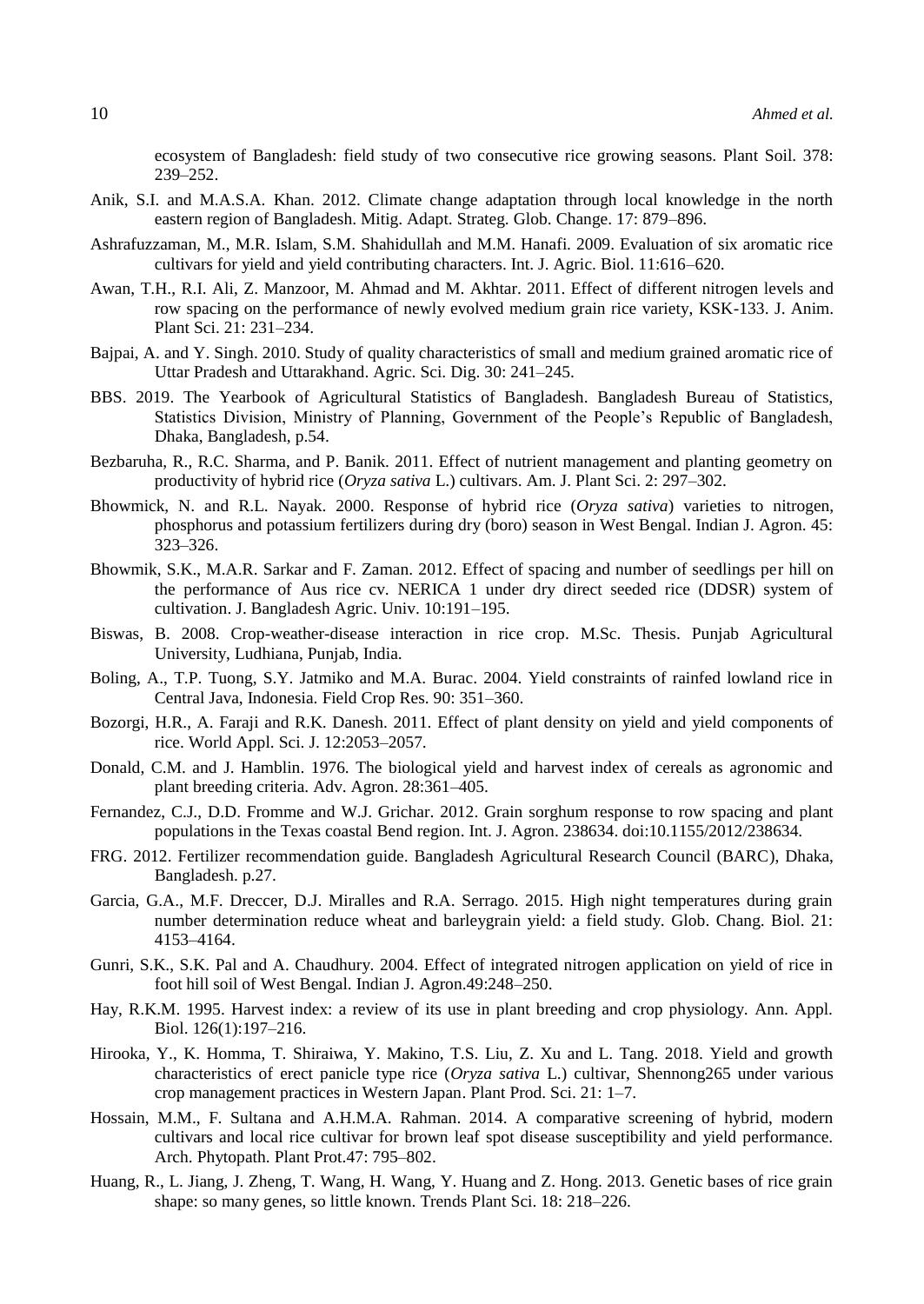ecosystem of Bangladesh: field study of two consecutive rice growing seasons. Plant Soil. 378: 239–252.

Anik, S.I. and M.A.S.A. Khan. 2012. Climate change adaptation through local knowledge in the north eastern region of Bangladesh. Mitig. Adapt. Strateg. Glob. Change. 17: 879–896.

Ashrafuzzaman, M., M.R. Islam, S.M. Shahidullah and M.M. Hanafi. 2009. Evaluation of six aromatic rice cultivars for yield and yield contributing characters. Int. J. Agric. Biol. 11:616–620.

Awan, T.H., R.I. Ali, Z. Manzoor, M. Ahmad and M. Akhtar. 2011. Effect of different nitrogen levels and row spacing on the performance of newly evolved medium grain rice variety, KSK-133. J. Anim. Plant Sci. 21: 231–234.

Bajpai, A. and Y. Singh. 2010. Study of quality characteristics of small and medium grained aromatic rice of Uttar Pradesh and Uttarakhand. Agric. Sci. Dig. 30: 241–245.

BBS. 2019. The Yearbook of Agricultural Statistics of Bangladesh. Bangladesh Bureau of Statistics, Statistics Division, Ministry of Planning, Government of the People's Republic of Bangladesh, Dhaka, Bangladesh, p.54.

Bezbaruha, R., R.C. Sharma, and P. Banik. 2011. Effect of nutrient management and planting geometry on productivity of hybrid rice (*Oryza sativa* L.) cultivars. Am. J. Plant Sci. 2: 297–302.

Bhowmick, N. and R.L. Nayak. 2000. Response of hybrid rice (*Oryza sativa*) varieties to nitrogen, phosphorus and potassium fertilizers during dry (boro) season in West Bengal. Indian J. Agron. 45: 323–326.

Bhowmik, S.K., M.A.R. Sarkar and F. Zaman. 2012. Effect of spacing and number of seedlings per hill on the performance of Aus rice cv. NERICA 1 under dry direct seeded rice (DDSR) system of cultivation. J. Bangladesh Agric. Univ. 10:191–195.

Biswas, B. 2008. Crop-weather-disease interaction in rice crop. M.Sc. Thesis. Punjab Agricultural University, Ludhiana, Punjab, India.

Boling, A., T.P. Tuong, S.Y. Jatmiko and M.A. Burac. 2004. Yield constraints of rainfed lowland rice in Central Java, Indonesia. Field Crop Res. 90: 351–360.

Bozorgi, H.R., A. Faraji and R.K. Danesh. 2011. Effect of plant density on yield and yield components of rice. World Appl. Sci. J. 12:2053–2057.

Donald, C.M. and J. Hamblin. 1976. The biological yield and harvest index of cereals as agronomic and plant breeding criteria. Adv. Agron. 28:361–405.

Fernandez, C.J., D.D. Fromme and W.J. Grichar. 2012. Grain sorghum response to row spacing and plant populations in the Texas coastal Bend region. Int. J. Agron. 238634. doi:10.1155/2012/238634.

FRG. 2012. Fertilizer recommendation guide. Bangladesh Agricultural Research Council (BARC), Dhaka, Bangladesh. p.27.

Garcia, G.A., M.F. Dreccer, D.J. Miralles and R.A. Serrago. 2015. High night temperatures during grain number determination reduce wheat and barleygrain yield: a field study. Glob. Chang. Biol. 21: 4153–4164.

Gunri, S.K., S.K. Pal and A. Chaudhury. 2004. Effect of integrated nitrogen application on yield of rice in foot hill soil of West Bengal. Indian J. Agron.49:248–250.

Hay, R.K.M. 1995. Harvest index: a review of its use in plant breeding and crop physiology. Ann. Appl. Biol. 126(1):197–216.

Hirooka, Y., K. Homma, T. Shiraiwa, Y. Makino, T.S. Liu, Z. Xu and L. Tang. 2018. Yield and growth characteristics of erect panicle type rice (*Oryza sativa* L.) cultivar, Shennong265 under various crop management practices in Western Japan. Plant Prod. Sci. 21: 1–7.

Hossain, M.M., F. Sultana and A.H.M.A. Rahman. 2014. A comparative screening of hybrid, modern cultivars and local rice cultivar for brown leaf spot disease susceptibility and yield performance. Arch. Phytopath. Plant Prot.47: 795–802.

Huang, R., L. Jiang, J. Zheng, T. Wang, H. Wang, Y. Huang and Z. Hong. 2013. Genetic bases of rice grain shape: so many genes, so little known. Trends Plant Sci. 18: 218–226.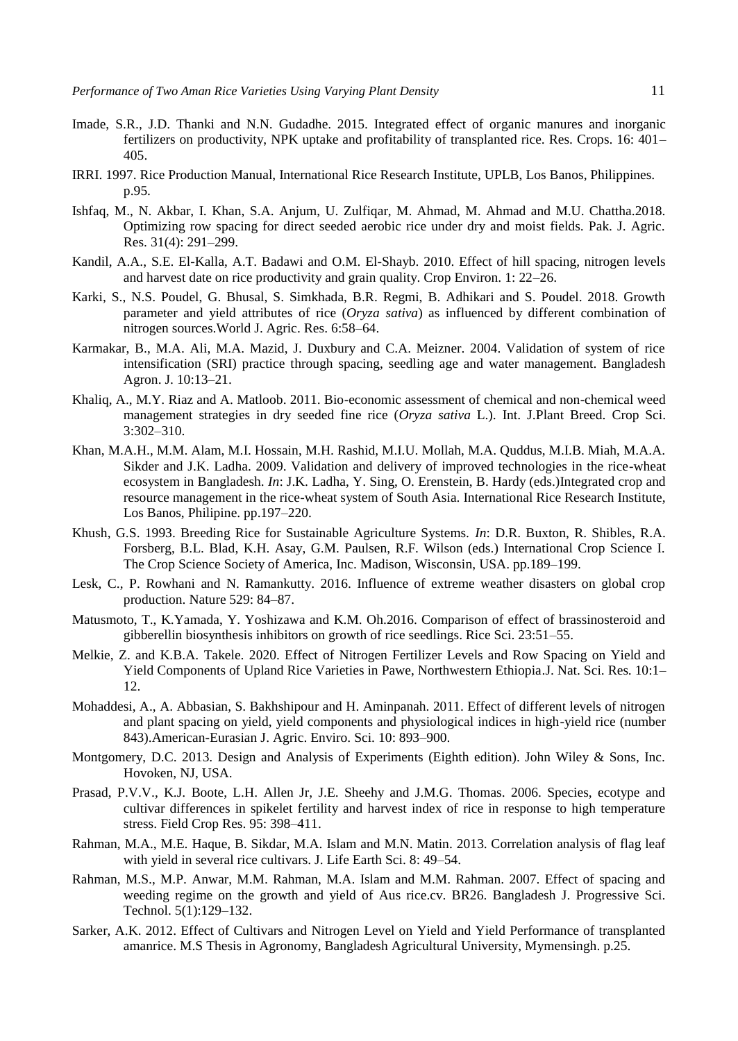Imade, S.R., J.D. Thanki and N.N. Gudadhe. 2015. Integrated effect of organic manures and inorganic fertilizers on productivity, NPK uptake and profitability of transplanted rice. Res. Crops. 16: 401–405.

IRRI. 1997. Rice Production Manual, International Rice Research Institute, UPLB, Los Banos, Philippines. p.95.

Ishfaq, M., N. Akbar, I. Khan, S.A. Anjum, U. Zulfiqar, M. Ahmad, M. Ahmad and M.U. Chattha.2018. Optimizing row spacing for direct seeded aerobic rice under dry and moist fields. Pak. J. Agric. Res. 31(4): 291–299.

Kandil, A.A., S.E. El-Kalla, A.T. Badawi and O.M. El-Shayb. 2010. Effect of hill spacing, nitrogen levels and harvest date on rice productivity and grain quality. Crop Environ. 1: 22–26.

Karki, S., N.S. Poudel, G. Bhusal, S. Simkhada, B.R. Regmi, B. Adhikari and S. Poudel. 2018. Growth parameter and yield attributes of rice (*Oryza sativa*) as influenced by different combination of nitrogen sources.World J. Agric. Res. 6:58–64.

Karmakar, B., M.A. Ali, M.A. Mazid, J. Duxbury and C.A. Meizner. 2004. Validation of system of rice intensification (SRI) practice through spacing, seedling age and water management. Bangladesh Agron. J. 10:13–21.

Khaliq, A., M.Y. Riaz and A. Matloob. 2011. Bio-economic assessment of chemical and non-chemical weed management strategies in dry seeded fine rice (*Oryza sativa* L.). Int. J.Plant Breed. Crop Sci. 3:302–310.

Khan, M.A.H., M.M. Alam, M.I. Hossain, M.H. Rashid, M.I.U. Mollah, M.A. Quddus, M.I.B. Miah, M.A.A. Sikder and J.K. Ladha. 2009. Validation and delivery of improved technologies in the rice-wheat ecosystem in Bangladesh. *In*: J.K. Ladha, Y. Sing, O. Erenstein, B. Hardy (eds.)Integrated crop and resource management in the rice-wheat system of South Asia. International Rice Research Institute, Los Banos, Philipine. pp.197–220.

Khush, G.S. 1993. Breeding Rice for Sustainable Agriculture Systems. *In*: D.R. Buxton, R. Shibles, R.A. Forsberg, B.L. Blad, K.H. Asay, G.M. Paulsen, R.F. Wilson (eds.) International Crop Science I. The Crop Science Society of America, Inc. Madison, Wisconsin, USA. pp.189–199.

Lesk, C., P. Rowhani and N. Ramankutty. 2016. Influence of extreme weather disasters on global crop production. Nature 529: 84–87.

Matusmoto, T., K.Yamada, Y. Yoshizawa and K.M. Oh.2016. Comparison of effect of brassinosteroid and gibberellin biosynthesis inhibitors on growth of rice seedlings. Rice Sci. 23:51–55.

Melkie, Z. and K.B.A. Takele. 2020. Effect of Nitrogen Fertilizer Levels and Row Spacing on Yield and Yield Components of Upland Rice Varieties in Pawe, Northwestern Ethiopia.J. Nat. Sci. Res. 10:1–12.

Mohaddesi, A., A. Abbasian, S. Bakhshipour and H. Aminpanah. 2011. Effect of different levels of nitrogen and plant spacing on yield, yield components and physiological indices in high-yield rice (number 843).American-Eurasian J. Agric. Enviro. Sci. 10: 893–900.

Montgomery, D.C. 2013. Design and Analysis of Experiments (Eighth edition). John Wiley & Sons, Inc. Hovoken, NJ, USA.

Prasad, P.V.V., K.J. Boote, L.H. Allen Jr, J.E. Sheehy and J.M.G. Thomas. 2006. Species, ecotype and cultivar differences in spikelet fertility and harvest index of rice in response to high temperature stress. Field Crop Res. 95: 398–411.

Rahman, M.A., M.E. Haque, B. Sikdar, M.A. Islam and M.N. Matin. 2013. Correlation analysis of flag leaf with yield in several rice cultivars. J. Life Earth Sci. 8: 49–54.

Rahman, M.S., M.P. Anwar, M.M. Rahman, M.A. Islam and M.M. Rahman. 2007. Effect of spacing and weeding regime on the growth and yield of Aus rice.cv. BR26. Bangladesh J. Progressive Sci. Technol. 5(1):129–132.

Sarker, A.K. 2012. Effect of Cultivars and Nitrogen Level on Yield and Yield Performance of transplanted amanrice. M.S Thesis in Agronomy, Bangladesh Agricultural University, Mymensingh. p.25.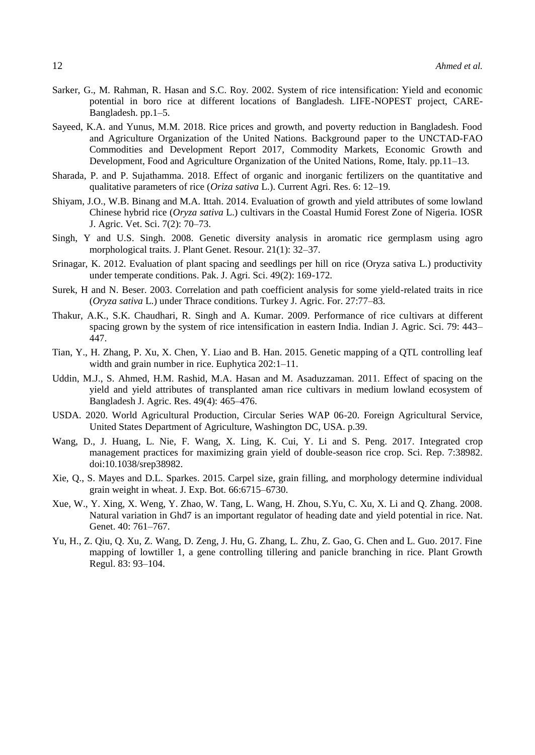Sarker, G., M. Rahman, R. Hasan and S.C. Roy. 2002. System of rice intensification: Yield and economic potential in boro rice at different locations of Bangladesh. LIFE-NOPEST project, CARE-Bangladesh. pp.1–5.

Sayeed, K.A. and Yunus, M.M. 2018. Rice prices and growth, and poverty reduction in Bangladesh. Food and Agriculture Organization of the United Nations. Background paper to the UNCTAD-FAO Commodities and Development Report 2017, Commodity Markets, Economic Growth and Development, Food and Agriculture Organization of the United Nations, Rome, Italy. pp.11–13.

Sharada, P. and P. Sujathamma. 2018. Effect of organic and inorganic fertilizers on the quantitative and qualitative parameters of rice (*Oriza sativa* L.). Current Agri. Res. 6: 12–19.

Shiyam, J.O., W.B. Binang and M.A. Ittah. 2014. Evaluation of growth and yield attributes of some lowland Chinese hybrid rice (*Oryza sativa* L.) cultivars in the Coastal Humid Forest Zone of Nigeria. IOSR J. Agric. Vet. Sci. 7(2): 70–73.

Singh, Y and U.S. Singh. 2008. Genetic diversity analysis in aromatic rice germplasm using agro morphological traits. J. Plant Genet. Resour. 21(1): 32–37.

Srinagar, K. 2012. Evaluation of plant spacing and seedlings per hill on rice (Oryza sativa L.) productivity under temperate conditions. Pak. J. Agri. Sci. 49(2): 169-172.

Surek, H and N. Beser. 2003. Correlation and path coefficient analysis for some yield-related traits in rice (*Oryza sativa* L.) under Thrace conditions. Turkey J. Agric. For. 27:77–83.

Thakur, A.K., S.K. Chaudhari, R. Singh and A. Kumar. 2009. Performance of rice cultivars at different spacing grown by the system of rice intensification in eastern India. Indian J. Agric. Sci. 79: 443–447.

Tian, Y., H. Zhang, P. Xu, X. Chen, Y. Liao and B. Han. 2015. Genetic mapping of a QTL controlling leaf width and grain number in rice. Euphytica 202:1–11.

Uddin, M.J., S. Ahmed, H.M. Rashid, M.A. Hasan and M. Asaduzzaman. 2011. Effect of spacing on the yield and yield attributes of transplanted aman rice cultivars in medium lowland ecosystem of Bangladesh J. Agric. Res. 49(4): 465–476.

USDA. 2020. World Agricultural Production, Circular Series WAP 06-20. Foreign Agricultural Service, United States Department of Agriculture, Washington DC, USA. p.39.

Wang, D., J. Huang, L. Nie, F. Wang, X. Ling, K. Cui, Y. Li and S. Peng. 2017. Integrated crop management practices for maximizing grain yield of double-season rice crop. Sci. Rep. 7:38982. doi:10.1038/srep38982.

Xie, Q., S. Mayes and D.L. Sparkes. 2015. Carpel size, grain filling, and morphology determine individual grain weight in wheat. J. Exp. Bot. 66:6715–6730.

Xue, W., Y. Xing, X. Weng, Y. Zhao, W. Tang, L. Wang, H. Zhou, S.Yu, C. Xu, X. Li and Q. Zhang. 2008. Natural variation in Ghd7 is an important regulator of heading date and yield potential in rice. Nat. Genet. 40: 761–767.

Yu, H., Z. Qiu, Q. Xu, Z. Wang, D. Zeng, J. Hu, G. Zhang, L. Zhu, Z. Gao, G. Chen and L. Guo. 2017. Fine mapping of lowtiller 1, a gene controlling tillering and panicle branching in rice. Plant Growth Regul. 83: 93–104.